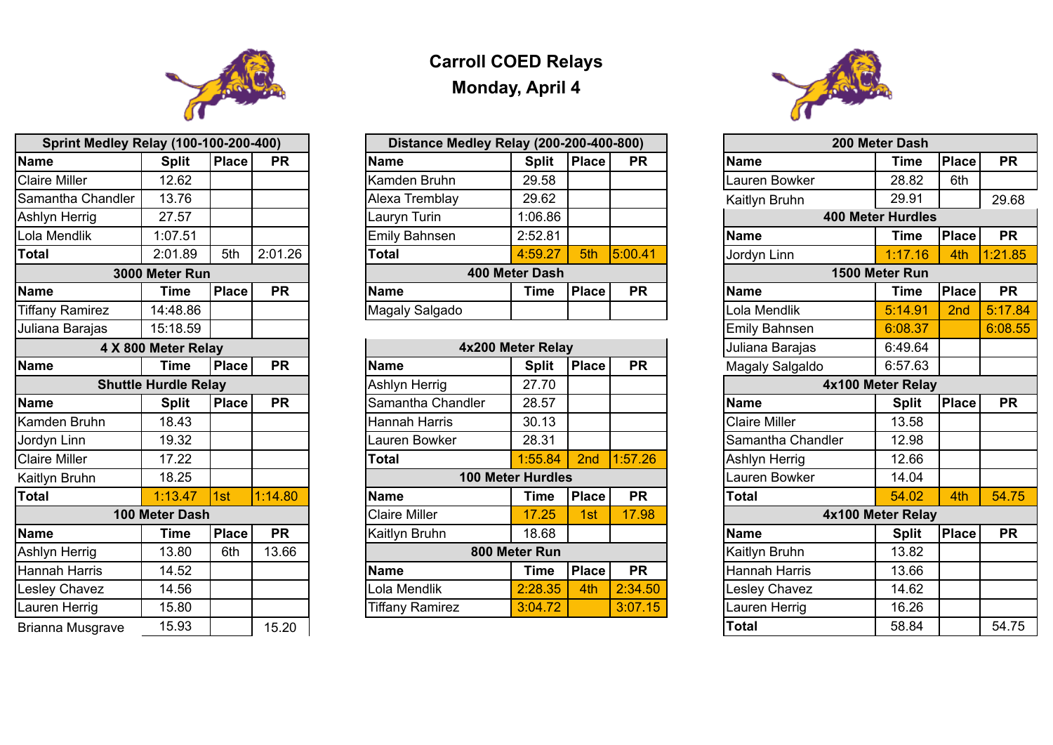# Carroll COED Relays

## Monday, April 4

| Sprint Medley Relay (100-100-200-400) | | | |
|---|---|---|---|
| Name | Split | Place | PR |
| Claire Miller | 12.62 | | |
| Samantha Chandler | 13.76 | | |
| Ashlyn Herrig | 27.57 | | |
| Lola Mendlik | 1:07.51 | | |
| **Total** | 2:01.89 | 5th | 2:01.26 |

| 3000 Meter Run | | | |
|---|---|---|---|
| Name | Time | Place | PR |
| Tiffany Ramirez | 14:48.86 | | |
| Juliana Barajas | 15:18.59 | | |

| 4 X 800 Meter Relay | | | |
|---|---|---|---|
| Name | Time | Place | PR |

| Shuttle Hurdle Relay | | | |
|---|---|---|---|
| Name | Split | Place | PR |
| Kamden Bruhn | 18.43 | | |
| Jordyn Linn | 19.32 | | |
| Claire Miller | 17.22 | | |
| Kaitlyn Bruhn | 18.25 | | |
| **Total** | 1:13.47 | 1st | 1:14.80 |

| 100 Meter Dash | | | |
|---|---|---|---|
| Name | Time | Place | PR |
| Ashlyn Herrig | 13.80 | 6th | 13.66 |
| Hannah Harris | 14.52 | | |
| Lesley Chavez | 14.56 | | |
| Lauren Herrig | 15.80 | | |
| Brianna Musgrave | 15.93 | | 15.20 |

| Distance Medley Relay (200-200-400-800) | | | |
|---|---|---|---|
| Name | Split | Place | PR |
| Kamden Bruhn | 29.58 | | |
| Alexa Tremblay | 29.62 | | |
| Lauryn Turin | 1:06.86 | | |
| Emily Bahnsen | 2:52.81 | | |
| **Total** | 4:59.27 | 5th | 5:00.41 |

| 400 Meter Dash | | | |
|---|---|---|---|
| Name | Time | Place | PR |
| Magaly Salgado | | | |

| 4x200 Meter Relay | | | |
|---|---|---|---|
| Name | Split | Place | PR |
| Ashlyn Herrig | 27.70 | | |
| Samantha Chandler | 28.57 | | |
| Hannah Harris | 30.13 | | |
| Lauren Bowker | 28.31 | | |
| **Total** | 1:55.84 | 2nd | 1:57.26 |

| 100 Meter Hurdles | | | |
|---|---|---|---|
| Name | Time | Place | PR |
| Claire Miller | 17.25 | 1st | 17.98 |
| Kaitlyn Bruhn | 18.68 | | |

| 800 Meter Run | | | |
|---|---|---|---|
| Name | Time | Place | PR |
| Lola Mendlik | 2:28.35 | 4th | 2:34.50 |
| Tiffany Ramirez | 3:04.72 | | 3:07.15 |

| 200 Meter Dash | | | |
|---|---|---|---|
| Name | Time | Place | PR |
| Lauren Bowker | 28.82 | 6th | |
| Kaitlyn Bruhn | 29.91 | | 29.68 |

| 400 Meter Hurdles | | | |
|---|---|---|---|
| Name | Time | Place | PR |
| Jordyn Linn | 1:17.16 | 4th | 1:21.85 |

| 1500 Meter Run | | | |
|---|---|---|---|
| Name | Time | Place | PR |
| Lola Mendlik | 5:14.91 | 2nd | 5:17.84 |
| Emily Bahnsen | 6:08.37 | | 6:08.55 |
| Juliana Barajas | 6:49.64 | | |
| Magaly Salgaldo | 6:57.63 | | |

| 4x100 Meter Relay | | | |
|---|---|---|---|
| Name | Split | Place | PR |
| Claire Miller | 13.58 | | |
| Samantha Chandler | 12.98 | | |
| Ashlyn Herrig | 12.66 | | |
| Lauren Bowker | 14.04 | | |
| **Total** | 54.02 | 4th | 54.75 |

| 4x100 Meter Relay | | | |
|---|---|---|---|
| Name | Split | Place | PR |
| Kaitlyn Bruhn | 13.82 | | |
| Hannah Harris | 13.66 | | |
| Lesley Chavez | 14.62 | | |
| Lauren Herrig | 16.26 | | |
| **Total** | 58.84 | | 54.75 |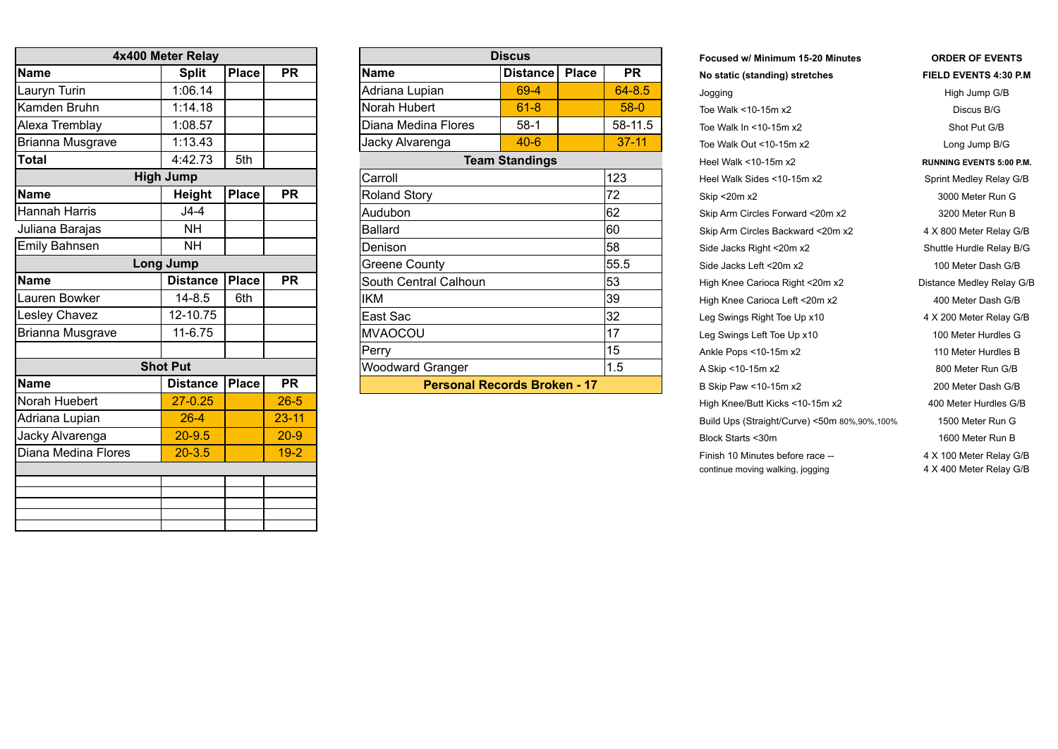| 4x400 Meter Relay | | | |
|---|---|---|---|
| **Name** | **Split** | **Place** | **PR** |
| Lauryn Turin | 1:06.14 | | |
| Kamden Bruhn | 1:14.18 | | |
| Alexa Tremblay | 1:08.57 | | |
| Brianna Musgrave | 1:13.43 | | |
| **Total** | 4:42.73 | 5th | |

| High Jump | | | |
|---|---|---|---|
| **Name** | **Height** | **Place** | **PR** |
| Hannah Harris | J4-4 | | |
| Juliana Barajas | NH | | |
| Emily Bahnsen | NH | | |

| Long Jump | | | |
|---|---|---|---|
| **Name** | **Distance** | **Place** | **PR** |
| Lauren Bowker | 14-8.5 | 6th | |
| Lesley Chavez | 12-10.75 | | |
| Brianna Musgrave | 11-6.75 | | |
| | | | |

| Shot Put | | | |
|---|---|---|---|
| **Name** | **Distance** | **Place** | **PR** |
| Norah Huebert | 27-0.25 | | 26-5 |
| Adriana Lupian | 26-4 | | 23-11 |
| Jacky Alvarenga | 20-9.5 | | 20-9 |
| Diana Medina Flores | 20-3.5 | | 19-2 |

| Discus | | | |
|---|---|---|---|
| **Name** | **Distance** | **Place** | **PR** |
| Adriana Lupian | 69-4 | | 64-8.5 |
| Norah Hubert | 61-8 | | 58-0 |
| Diana Medina Flores | 58-1 | | 58-11.5 |
| Jacky Alvarenga | 40-6 | | 37-11 |

| Team Standings | |
|---|---|
| Carroll | 123 |
| Roland Story | 72 |
| Audubon | 62 |
| Ballard | 60 |
| Denison | 58 |
| Greene County | 55.5 |
| South Central Calhoun | 53 |
| IKM | 39 |
| East Sac | 32 |
| MVAOCOU | 17 |
| Perry | 15 |
| Woodward Granger | 1.5 |

**Personal Records Broken - 17**

**Focused w/ Minimum 15-20 Minutes**

**No static (standing) stretches**

- Jogging
- Toe Walk <10-15m x2
- Toe Walk In <10-15m x2
- Toe Walk Out <10-15m x2
- Heel Walk <10-15m x2
- Heel Walk Sides <10-15m x2
- Skip <20m x2
- Skip Arm Circles Forward <20m x2
- Skip Arm Circles Backward <20m x2
- Side Jacks Right <20m x2
- Side Jacks Left <20m x2
- High Knee Carioca Right <20m x2
- High Knee Carioca Left <20m x2
- Leg Swings Right Toe Up x10
- Leg Swings Left Toe Up x10
- Ankle Pops <10-15m x2
- A Skip <10-15m x2
- B Skip Paw <10-15m x2
- High Knee/Butt Kicks <10-15m x2
- Build Ups (Straight/Curve) <50m 80%,90%,100%
- Block Starts <30m
- Finish 10 Minutes before race -- continue moving walking, jogging

**ORDER OF EVENTS**

**FIELD EVENTS 4:30 P.M**

High Jump G/B
Discus B/G
Shot Put G/B
Long Jump B/G

**RUNNING EVENTS 5:00 P.M.**

Sprint Medley Relay G/B
3000 Meter Run G
3200 Meter Run B
4 X 800 Meter Relay G/B
Shuttle Hurdle Relay B/G
100 Meter Dash G/B
Distance Medley Relay G/B
400 Meter Dash G/B
4 X 200 Meter Relay G/B
100 Meter Hurdles G
110 Meter Hurdles B
800 Meter Run G/B
200 Meter Dash G/B
400 Meter Hurdles G/B
1500 Meter Run G
1600 Meter Run B
4 X 100 Meter Relay G/B
4 X 400 Meter Relay G/B